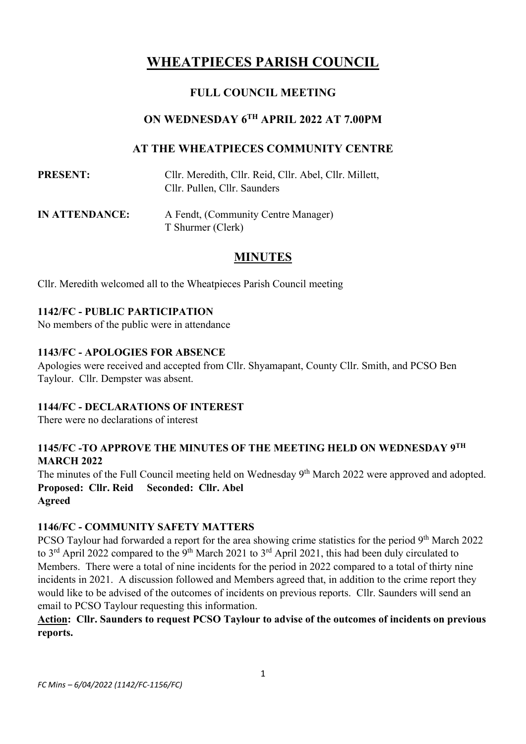# WHEATPIECES PARISH COUNCIL

## FULL COUNCIL MEETING

## ON WEDNESDAY 6TH APRIL 2022 AT 7.00PM

## AT THE WHEATPIECES COMMUNITY CENTRE

**PRESENT:** Cllr. Meredith, Cllr. Reid, Cllr. Abel, Cllr. Millett, Cllr. Pullen, Cllr. Saunders

**IN ATTENDANCE:** A Fendt, (Community Centre Manager)
T Shurmer (Clerk)

## MINUTES

Cllr. Meredith welcomed all to the Wheatpieces Parish Council meeting

### 1142/FC - PUBLIC PARTICIPATION

No members of the public were in attendance

### 1143/FC - APOLOGIES FOR ABSENCE

Apologies were received and accepted from Cllr. Shyamapant, County Cllr. Smith, and PCSO Ben Taylour. Cllr. Dempster was absent.

### 1144/FC - DECLARATIONS OF INTEREST

There were no declarations of interest

### 1145/FC -TO APPROVE THE MINUTES OF THE MEETING HELD ON WEDNESDAY 9TH MARCH 2022

The minutes of the Full Council meeting held on Wednesday 9th March 2022 were approved and adopted.
**Proposed: Cllr. Reid Seconded: Cllr. Abel**
**Agreed**

### 1146/FC - COMMUNITY SAFETY MATTERS

PCSO Taylour had forwarded a report for the area showing crime statistics for the period 9th March 2022 to 3rd April 2022 compared to the 9th March 2021 to 3rd April 2021, this had been duly circulated to Members. There were a total of nine incidents for the period in 2022 compared to a total of thirty nine incidents in 2021. A discussion followed and Members agreed that, in addition to the crime report they would like to be advised of the outcomes of incidents on previous reports. Cllr. Saunders will send an email to PCSO Taylour requesting this information.

**Action: Cllr. Saunders to request PCSO Taylour to advise of the outcomes of incidents on previous reports.**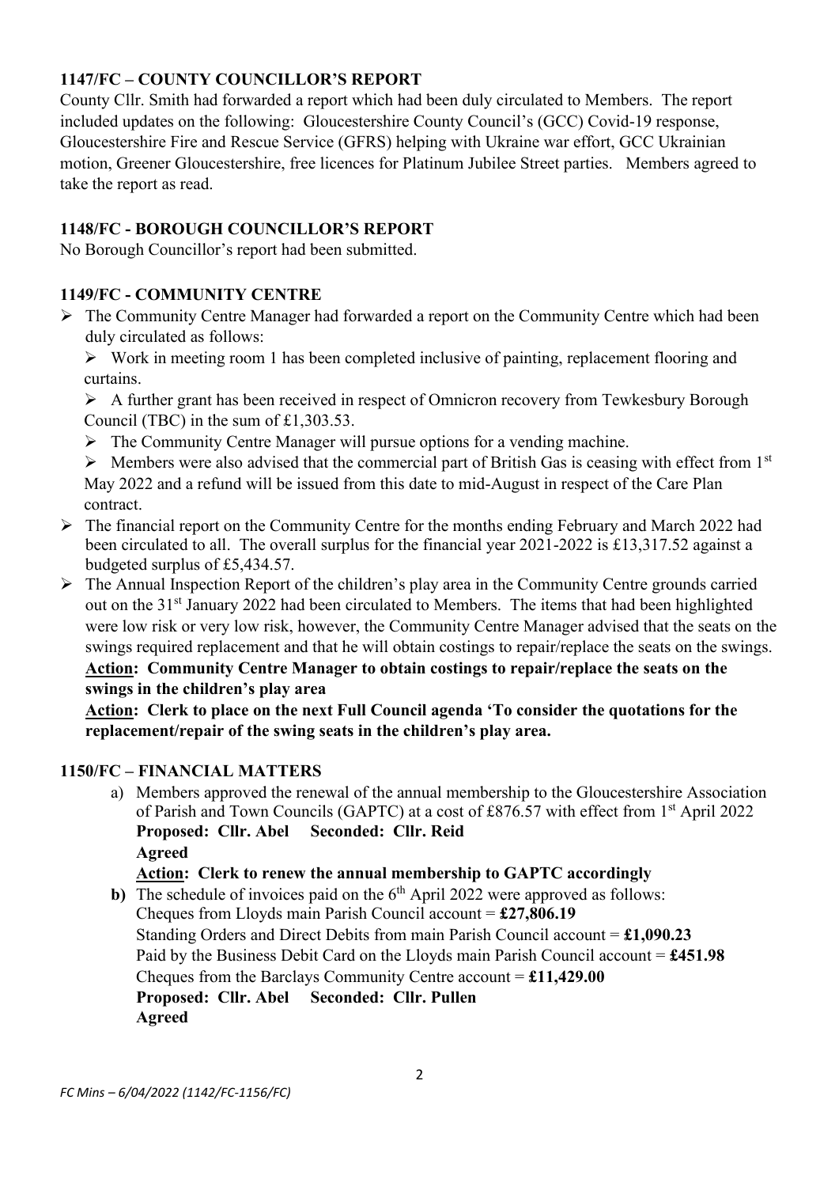### 1147/FC – COUNTY COUNCILLOR'S REPORT

County Cllr. Smith had forwarded a report which had been duly circulated to Members. The report included updates on the following: Gloucestershire County Council's (GCC) Covid-19 response, Gloucestershire Fire and Rescue Service (GFRS) helping with Ukraine war effort, GCC Ukrainian motion, Greener Gloucestershire, free licences for Platinum Jubilee Street parties. Members agreed to take the report as read.

### 1148/FC - BOROUGH COUNCILLOR'S REPORT

No Borough Councillor's report had been submitted.

### 1149/FC - COMMUNITY CENTRE

- The Community Centre Manager had forwarded a report on the Community Centre which had been duly circulated as follows:
  - Work in meeting room 1 has been completed inclusive of painting, replacement flooring and curtains.
  - A further grant has been received in respect of Omnicron recovery from Tewkesbury Borough Council (TBC) in the sum of £1,303.53.
  - The Community Centre Manager will pursue options for a vending machine.
  - Members were also advised that the commercial part of British Gas is ceasing with effect from 1st May 2022 and a refund will be issued from this date to mid-August in respect of the Care Plan contract.
- The financial report on the Community Centre for the months ending February and March 2022 had been circulated to all. The overall surplus for the financial year 2021-2022 is £13,317.52 against a budgeted surplus of £5,434.57.
- The Annual Inspection Report of the children's play area in the Community Centre grounds carried out on the 31st January 2022 had been circulated to Members. The items that had been highlighted were low risk or very low risk, however, the Community Centre Manager advised that the seats on the swings required replacement and that he will obtain costings to repair/replace the seats on the swings.

  **Action: Community Centre Manager to obtain costings to repair/replace the seats on the swings in the children's play area**

  **Action: Clerk to place on the next Full Council agenda 'To consider the quotations for the replacement/repair of the swing seats in the children's play area.**

### 1150/FC – FINANCIAL MATTERS

a) Members approved the renewal of the annual membership to the Gloucestershire Association of Parish and Town Councils (GAPTC) at a cost of £876.57 with effect from 1st April 2022
   **Proposed: Cllr. Abel Seconded: Cllr. Reid**
   **Agreed**
   **Action: Clerk to renew the annual membership to GAPTC accordingly**

**b)** The schedule of invoices paid on the 6th April 2022 were approved as follows:
   Cheques from Lloyds main Parish Council account = **£27,806.19**
   Standing Orders and Direct Debits from main Parish Council account = **£1,090.23**
   Paid by the Business Debit Card on the Lloyds main Parish Council account = **£451.98**
   Cheques from the Barclays Community Centre account = **£11,429.00**
   **Proposed: Cllr. Abel Seconded: Cllr. Pullen**
   **Agreed**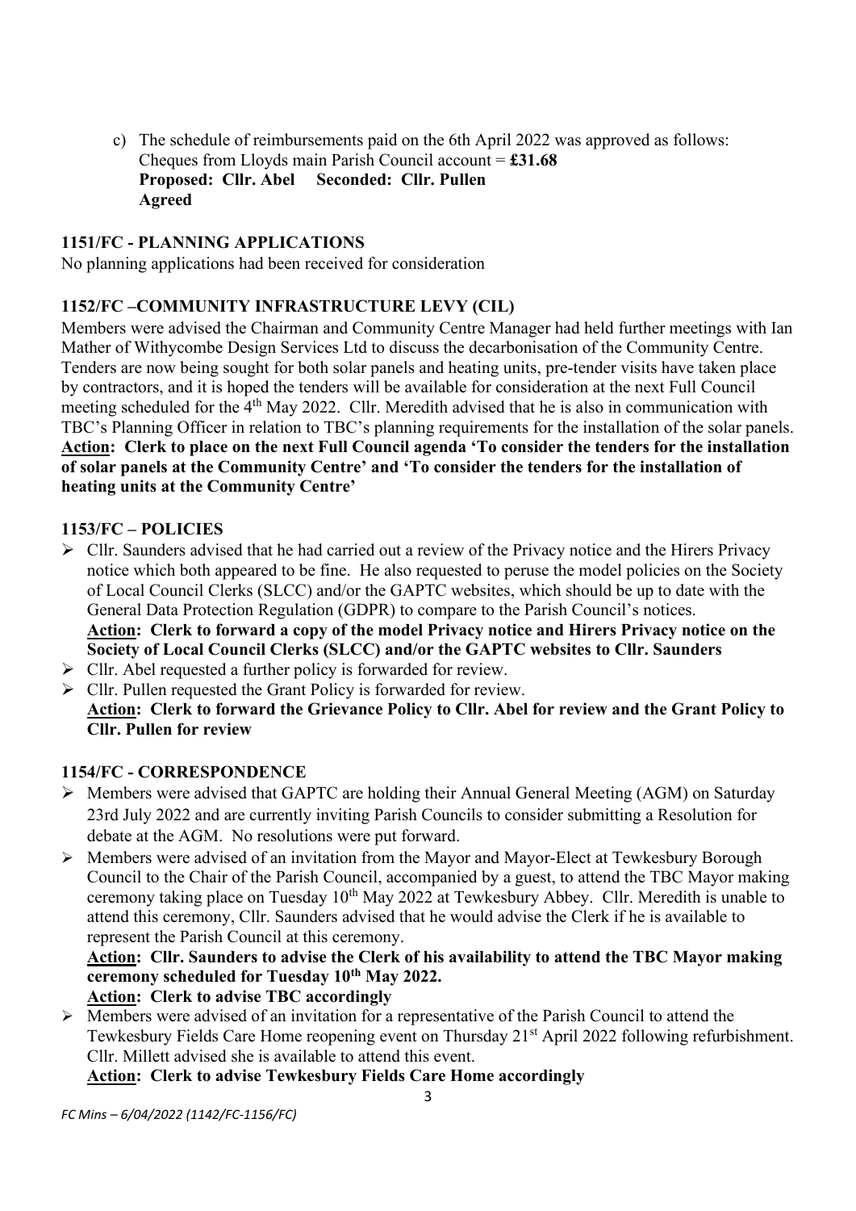c) The schedule of reimbursements paid on the 6th April 2022 was approved as follows:
   Cheques from Lloyds main Parish Council account = **£31.68**
   **Proposed: Cllr. Abel Seconded: Cllr. Pullen**
   **Agreed**

### 1151/FC - PLANNING APPLICATIONS

No planning applications had been received for consideration

### 1152/FC –COMMUNITY INFRASTRUCTURE LEVY (CIL)

Members were advised the Chairman and Community Centre Manager had held further meetings with Ian Mather of Withycombe Design Services Ltd to discuss the decarbonisation of the Community Centre. Tenders are now being sought for both solar panels and heating units, pre-tender visits have taken place by contractors, and it is hoped the tenders will be available for consideration at the next Full Council meeting scheduled for the 4th May 2022. Cllr. Meredith advised that he is also in communication with TBC's Planning Officer in relation to TBC's planning requirements for the installation of the solar panels.
**Action: Clerk to place on the next Full Council agenda 'To consider the tenders for the installation of solar panels at the Community Centre' and 'To consider the tenders for the installation of heating units at the Community Centre'**

### 1153/FC – POLICIES

- Cllr. Saunders advised that he had carried out a review of the Privacy notice and the Hirers Privacy notice which both appeared to be fine. He also requested to peruse the model policies on the Society of Local Council Clerks (SLCC) and/or the GAPTC websites, which should be up to date with the General Data Protection Regulation (GDPR) to compare to the Parish Council's notices.
  **Action: Clerk to forward a copy of the model Privacy notice and Hirers Privacy notice on the Society of Local Council Clerks (SLCC) and/or the GAPTC websites to Cllr. Saunders**
- Cllr. Abel requested a further policy is forwarded for review.
- Cllr. Pullen requested the Grant Policy is forwarded for review.
  **Action: Clerk to forward the Grievance Policy to Cllr. Abel for review and the Grant Policy to Cllr. Pullen for review**

### 1154/FC - CORRESPONDENCE

- Members were advised that GAPTC are holding their Annual General Meeting (AGM) on Saturday 23rd July 2022 and are currently inviting Parish Councils to consider submitting a Resolution for debate at the AGM. No resolutions were put forward.
- Members were advised of an invitation from the Mayor and Mayor-Elect at Tewkesbury Borough Council to the Chair of the Parish Council, accompanied by a guest, to attend the TBC Mayor making ceremony taking place on Tuesday 10th May 2022 at Tewkesbury Abbey. Cllr. Meredith is unable to attend this ceremony, Cllr. Saunders advised that he would advise the Clerk if he is available to represent the Parish Council at this ceremony.
  **Action: Cllr. Saunders to advise the Clerk of his availability to attend the TBC Mayor making ceremony scheduled for Tuesday 10th May 2022.**
  **Action: Clerk to advise TBC accordingly**
- Members were advised of an invitation for a representative of the Parish Council to attend the Tewkesbury Fields Care Home reopening event on Thursday 21st April 2022 following refurbishment. Cllr. Millett advised she is available to attend this event.
  **Action: Clerk to advise Tewkesbury Fields Care Home accordingly**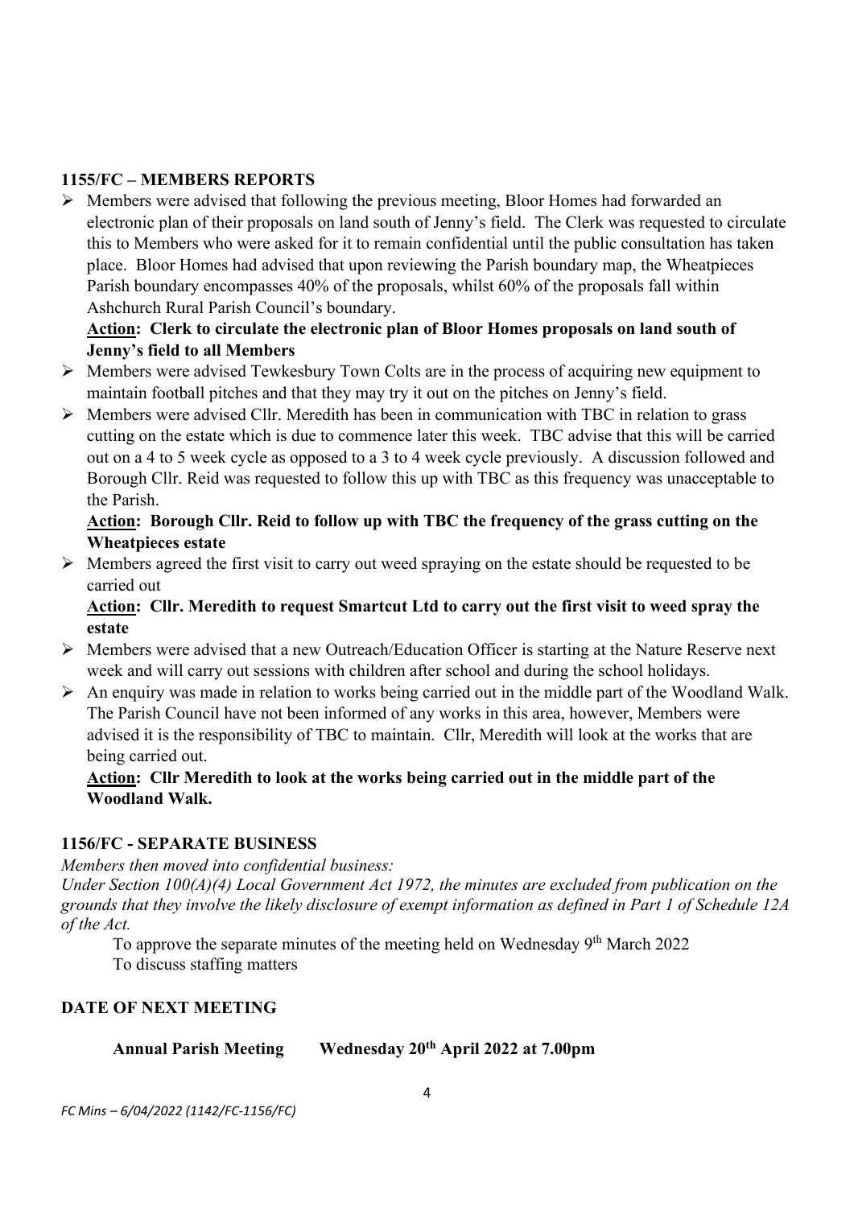### 1155/FC – MEMBERS REPORTS

- Members were advised that following the previous meeting, Bloor Homes had forwarded an electronic plan of their proposals on land south of Jenny's field. The Clerk was requested to circulate this to Members who were asked for it to remain confidential until the public consultation has taken place. Bloor Homes had advised that upon reviewing the Parish boundary map, the Wheatpieces Parish boundary encompasses 40% of the proposals, whilst 60% of the proposals fall within Ashchurch Rural Parish Council's boundary.

  **Action: Clerk to circulate the electronic plan of Bloor Homes proposals on land south of Jenny's field to all Members**

- Members were advised Tewkesbury Town Colts are in the process of acquiring new equipment to maintain football pitches and that they may try it out on the pitches on Jenny's field.
- Members were advised Cllr. Meredith has been in communication with TBC in relation to grass cutting on the estate which is due to commence later this week. TBC advise that this will be carried out on a 4 to 5 week cycle as opposed to a 3 to 4 week cycle previously. A discussion followed and Borough Cllr. Reid was requested to follow this up with TBC as this frequency was unacceptable to the Parish.

  **Action: Borough Cllr. Reid to follow up with TBC the frequency of the grass cutting on the Wheatpieces estate**

- Members agreed the first visit to carry out weed spraying on the estate should be requested to be carried out

  **Action: Cllr. Meredith to request Smartcut Ltd to carry out the first visit to weed spray the estate**

- Members were advised that a new Outreach/Education Officer is starting at the Nature Reserve next week and will carry out sessions with children after school and during the school holidays.
- An enquiry was made in relation to works being carried out in the middle part of the Woodland Walk. The Parish Council have not been informed of any works in this area, however, Members were advised it is the responsibility of TBC to maintain. Cllr, Meredith will look at the works that are being carried out.

  **Action: Cllr Meredith to look at the works being carried out in the middle part of the Woodland Walk.**

### 1156/FC - SEPARATE BUSINESS

*Members then moved into confidential business:*

*Under Section 100(A)(4) Local Government Act 1972, the minutes are excluded from publication on the grounds that they involve the likely disclosure of exempt information as defined in Part 1 of Schedule 12A of the Act.*

To approve the separate minutes of the meeting held on Wednesday 9th March 2022

To discuss staffing matters

### DATE OF NEXT MEETING

**Annual Parish Meeting Wednesday 20th April 2022 at 7.00pm**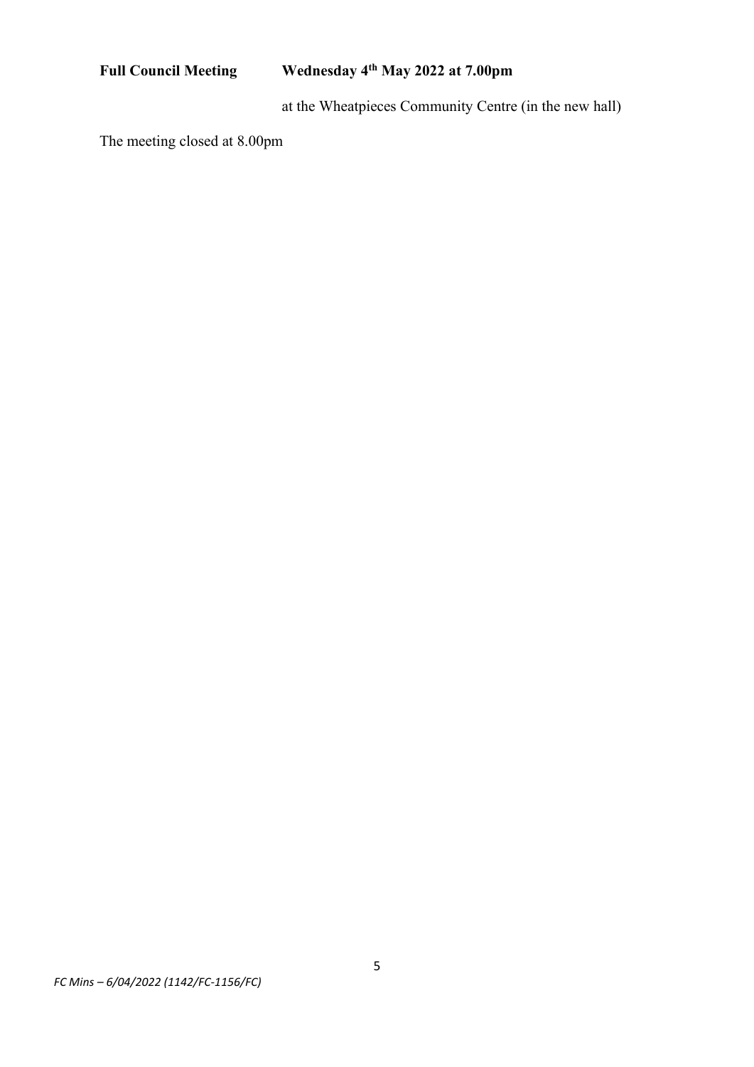**Full Council Meeting** **Wednesday 4th May 2022 at 7.00pm**

at the Wheatpieces Community Centre (in the new hall)

The meeting closed at 8.00pm